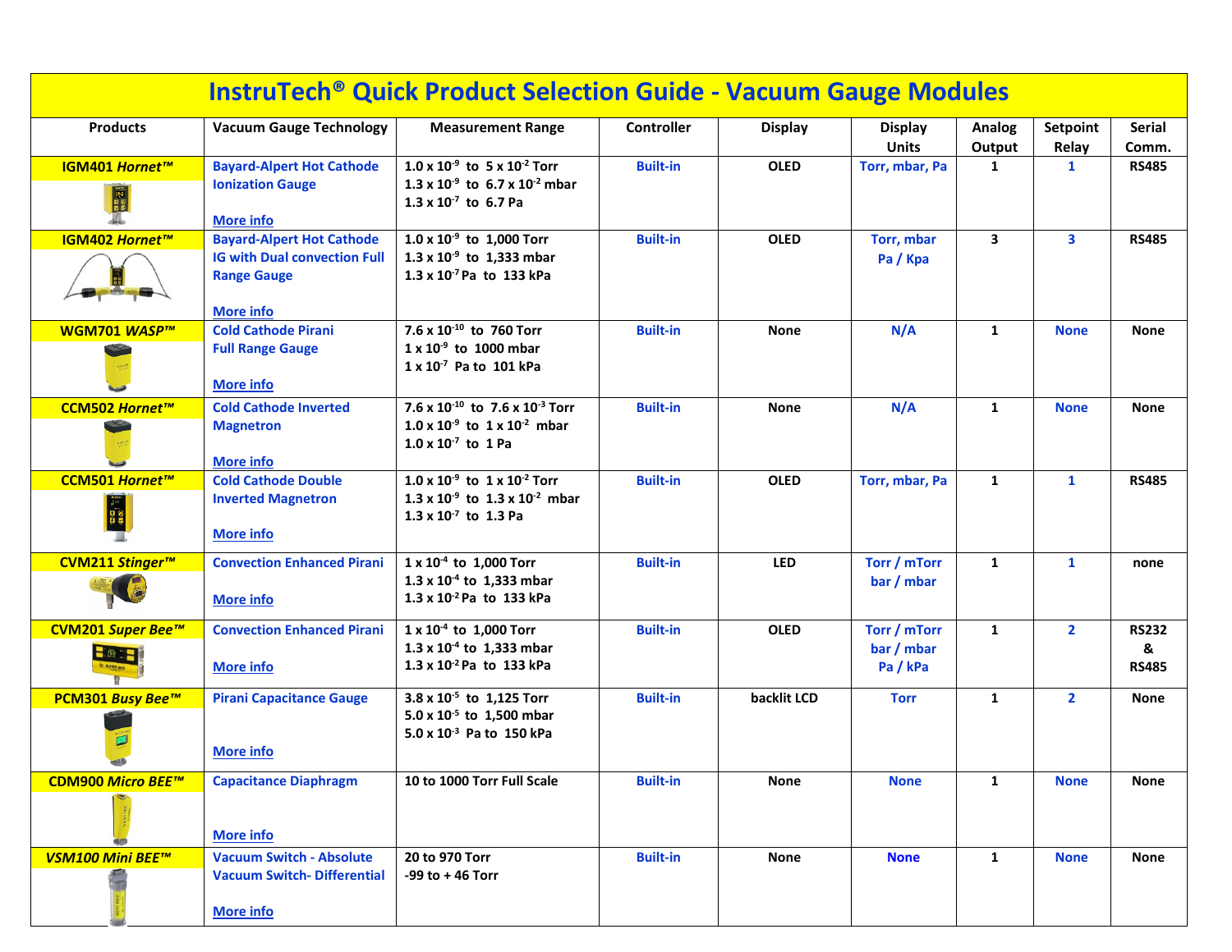# InstruTech® Quick Product Selection Guide - Vacuum Gauge Modules

| Products | Vacuum Gauge Technology | Measurement Range | Controller | Display | Display Units | Analog Output | Setpoint Relay | Serial Comm. |
|---|---|---|---|---|---|---|---|---|
| IGM401 *Hornet™* | Bayard-Alpert Hot Cathode Ionization Gauge<br>More info | $1.0 \times 10^{-9}$ to $5 \times 10^{-2}$ Torr<br>$1.3 \times 10^{-9}$ to $6.7 \times 10^{-2}$ mbar<br>$1.3 \times 10^{-7}$ to 6.7 Pa | Built-in | OLED | Torr, mbar, Pa | 1 | 1 | RS485 |
| IGM402 *Hornet™* | Bayard-Alpert Hot Cathode IG with Dual convection Full Range Gauge<br>More info | $1.0 \times 10^{-9}$ to 1,000 Torr<br>$1.3 \times 10^{-9}$ to 1,333 mbar<br>$1.3 \times 10^{-7}$ Pa to 133 kPa | Built-in | OLED | Torr, mbar<br>Pa / Kpa | 3 | 3 | RS485 |
| WGM701 *WASP™* | Cold Cathode Pirani Full Range Gauge<br>More info | $7.6 \times 10^{-10}$ to 760 Torr<br>$1 \times 10^{-9}$ to 1000 mbar<br>$1 \times 10^{-7}$ Pa to 101 kPa | Built-in | None | N/A | 1 | None | None |
| CCM502 *Hornet™* | Cold Cathode Inverted Magnetron<br>More info | $7.6 \times 10^{-10}$ to $7.6 \times 10^{-3}$ Torr<br>$1.0 \times 10^{-9}$ to $1 \times 10^{-2}$ mbar<br>$1.0 \times 10^{-7}$ to 1 Pa | Built-in | None | N/A | 1 | None | None |
| CCM501 *Hornet™* | Cold Cathode Double Inverted Magnetron<br>More info | $1.0 \times 10^{-9}$ to $1 \times 10^{-2}$ Torr<br>$1.3 \times 10^{-9}$ to $1.3 \times 10^{-2}$ mbar<br>$1.3 \times 10^{-7}$ to 1.3 Pa | Built-in | OLED | Torr, mbar, Pa | 1 | 1 | RS485 |
| CVM211 *Stinger™* | Convection Enhanced Pirani<br>More info | $1 \times 10^{-4}$ to 1,000 Torr<br>$1.3 \times 10^{-4}$ to 1,333 mbar<br>$1.3 \times 10^{-2}$ Pa to 133 kPa | Built-in | LED | Torr / mTorr<br>bar / mbar | 1 | 1 | none |
| CVM201 *Super Bee™* | Convection Enhanced Pirani<br>More info | $1 \times 10^{-4}$ to 1,000 Torr<br>$1.3 \times 10^{-4}$ to 1,333 mbar<br>$1.3 \times 10^{-2}$ Pa to 133 kPa | Built-in | OLED | Torr / mTorr<br>bar / mbar<br>Pa / kPa | 1 | 2 | RS232 & RS485 |
| PCM301 *Busy Bee™* | Pirani Capacitance Gauge<br>More info | $3.8 \times 10^{-5}$ to 1,125 Torr<br>$5.0 \times 10^{-5}$ to 1,500 mbar<br>$5.0 \times 10^{-3}$ Pa to 150 kPa | Built-in | backlit LCD | Torr | 1 | 2 | None |
| CDM900 *Micro BEE™* | Capacitance Diaphragm<br>More info | 10 to 1000 Torr Full Scale | Built-in | None | None | 1 | None | None |
| *VSM100 Mini BEE™* | Vacuum Switch - Absolute<br>Vacuum Switch- Differential<br>More info | 20 to 970 Torr<br>-99 to + 46 Torr | Built-in | None | None | 1 | None | None |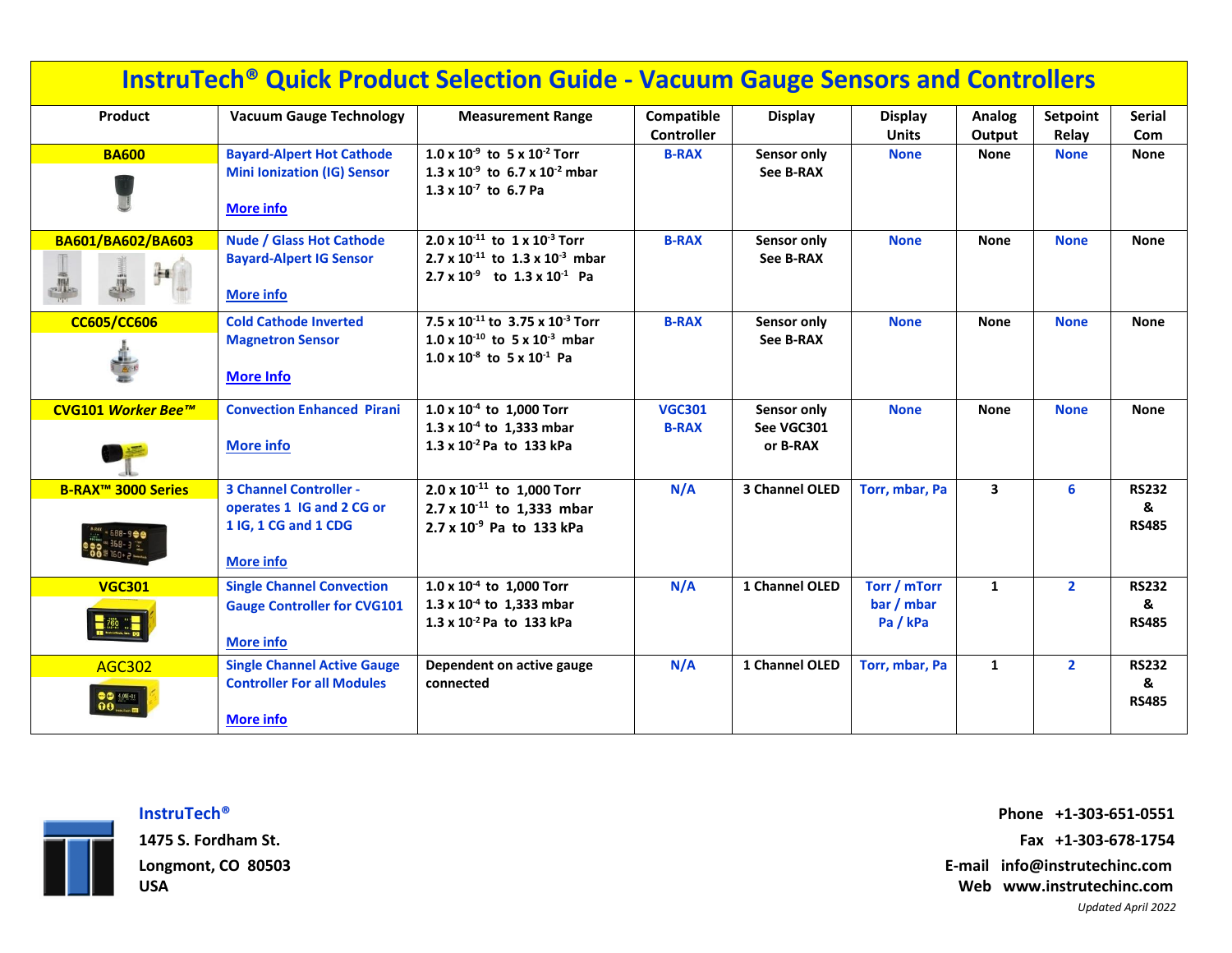# InstruTech® Quick Product Selection Guide - Vacuum Gauge Sensors and Controllers

| Product | Vacuum Gauge Technology | Measurement Range | Compatible Controller | Display | Display Units | Analog Output | Setpoint Relay | Serial Com |
|---|---|---|---|---|---|---|---|---|
| **BA600** | Bayard-Alpert Hot Cathode Mini Ionization (IG) Sensor<br>More info | $1.0 \times 10^{-9}$ to $5 \times 10^{-2}$ Torr<br>$1.3 \times 10^{-9}$ to $6.7 \times 10^{-2}$ mbar<br>$1.3 \times 10^{-7}$ to 6.7 Pa | B-RAX | Sensor only<br>See B-RAX | None | None | None | None |
| **BA601/BA602/BA603** | Nude / Glass Hot Cathode Bayard-Alpert IG Sensor<br>More info | $2.0 \times 10^{-11}$ to $1 \times 10^{-3}$ Torr<br>$2.7 \times 10^{-11}$ to $1.3 \times 10^{-3}$ mbar<br>$2.7 \times 10^{-9}$ to $1.3 \times 10^{-1}$ Pa | B-RAX | Sensor only<br>See B-RAX | None | None | None | None |
| **CC605/CC606** | Cold Cathode Inverted Magnetron Sensor<br>More Info | $7.5 \times 10^{-11}$ to $3.75 \times 10^{-3}$ Torr<br>$1.0 \times 10^{-10}$ to $5 \times 10^{-3}$ mbar<br>$1.0 \times 10^{-8}$ to $5 \times 10^{-1}$ Pa | B-RAX | Sensor only<br>See B-RAX | None | None | None | None |
| **CVG101 *Worker Bee™*** | Convection Enhanced Pirani<br>More info | $1.0 \times 10^{-4}$ to 1,000 Torr<br>$1.3 \times 10^{-4}$ to 1,333 mbar<br>$1.3 \times 10^{-2}$ Pa to 133 kPa | VGC301<br>B-RAX | Sensor only<br>See VGC301<br>or B-RAX | None | None | None | None |
| **B-RAX™ 3000 Series** | 3 Channel Controller - operates 1 IG and 2 CG or 1 IG, 1 CG and 1 CDG<br>More info | $2.0 \times 10^{-11}$ to 1,000 Torr<br>$2.7 \times 10^{-11}$ to 1,333 mbar<br>$2.7 \times 10^{-9}$ Pa to 133 kPa | N/A | 3 Channel OLED | Torr, mbar, Pa | 3 | 6 | RS232 & RS485 |
| **VGC301** | Single Channel Convection Gauge Controller for CVG101<br>More info | $1.0 \times 10^{-4}$ to 1,000 Torr<br>$1.3 \times 10^{-4}$ to 1,333 mbar<br>$1.3 \times 10^{-2}$ Pa to 133 kPa | N/A | 1 Channel OLED | Torr / mTorr<br>bar / mbar<br>Pa / kPa | 1 | 2 | RS232 & RS485 |
| AGC302 | Single Channel Active Gauge Controller For all Modules<br>More info | Dependent on active gauge connected | N/A | 1 Channel OLED | Torr, mbar, Pa | 1 | 2 | RS232 & RS485 |

**InstruTech®**
**1475 S. Fordham St.**
**Longmont, CO 80503**
**USA**

**Phone +1-303-651-0551**
**Fax +1-303-678-1754**
**E-mail info@instrutechinc.com**
**Web www.instrutechinc.com**

*Updated April 2022*